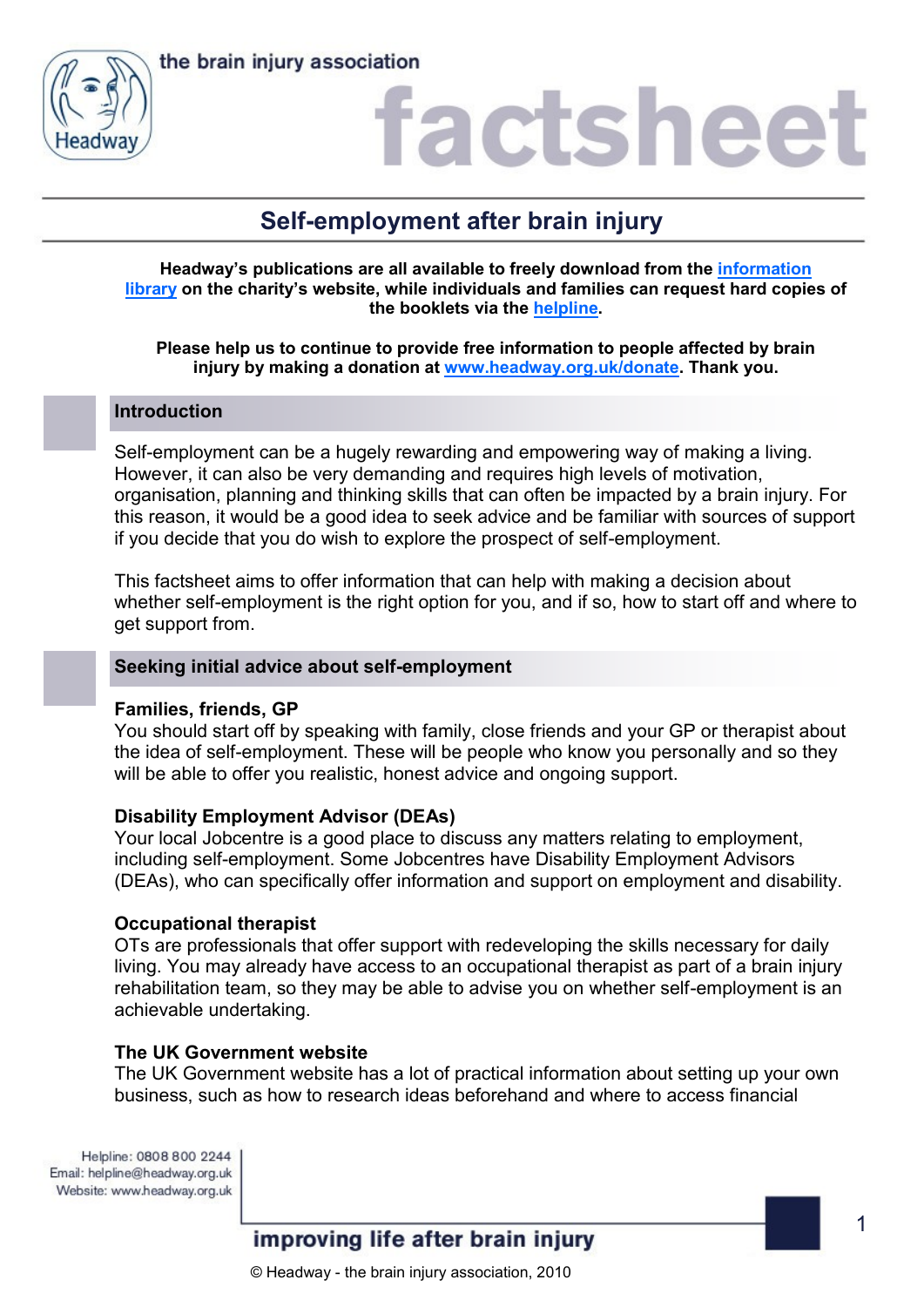the brain injury association

# factsheet

## Self-employment after brain injury

**Headway's publications are all available to freely download from the [information library](#) on the charity's website, while individuals and families can request hard copies of the booklets via the [helpline](#).**

**Please help us to continue to provide free information to people affected by brain injury by making a donation at [www.headway.org.uk/donate](http://www.headway.org.uk/donate). Thank you.**

## Introduction

Self-employment can be a hugely rewarding and empowering way of making a living. However, it can also be very demanding and requires high levels of motivation, organisation, planning and thinking skills that can often be impacted by a brain injury. For this reason, it would be a good idea to seek advice and be familiar with sources of support if you decide that you do wish to explore the prospect of self-employment.

This factsheet aims to offer information that can help with making a decision about whether self-employment is the right option for you, and if so, how to start off and where to get support from.

## Seeking initial advice about self-employment

### Families, friends, GP

You should start off by speaking with family, close friends and your GP or therapist about the idea of self-employment. These will be people who know you personally and so they will be able to offer you realistic, honest advice and ongoing support.

### Disability Employment Advisor (DEAs)

Your local Jobcentre is a good place to discuss any matters relating to employment, including self-employment. Some Jobcentres have Disability Employment Advisors (DEAs), who can specifically offer information and support on employment and disability.

### Occupational therapist

OTs are professionals that offer support with redeveloping the skills necessary for daily living. You may already have access to an occupational therapist as part of a brain injury rehabilitation team, so they may be able to advise you on whether self-employment is an achievable undertaking.

### The UK Government website

The UK Government website has a lot of practical information about setting up your own business, such as how to research ideas beforehand and where to access financial

Helpline: 0808 800 2244
Email: helpline@headway.org.uk
Website: www.headway.org.uk

improving life after brain injury

© Headway - the brain injury association, 2010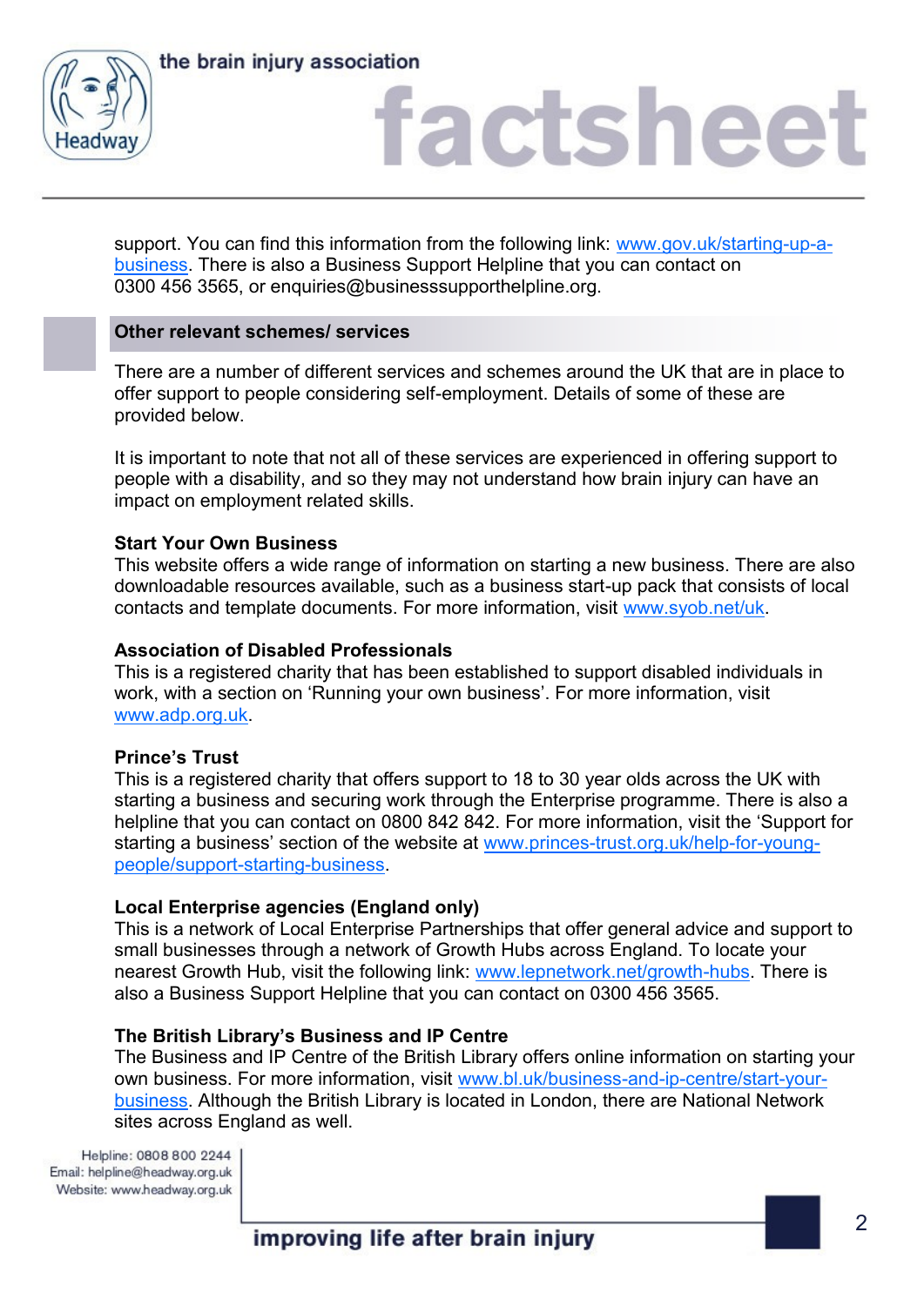support. You can find this information from the following link: [www.gov.uk/starting-up-a-business](www.gov.uk/starting-up-a-business). There is also a Business Support Helpline that you can contact on 0300 456 3565, or enquiries@businesssupporthelpline.org.

## Other relevant schemes/ services

There are a number of different services and schemes around the UK that are in place to offer support to people considering self-employment. Details of some of these are provided below.

It is important to note that not all of these services are experienced in offering support to people with a disability, and so they may not understand how brain injury can have an impact on employment related skills.

**Start Your Own Business**
This website offers a wide range of information on starting a new business. There are also downloadable resources available, such as a business start-up pack that consists of local contacts and template documents. For more information, visit [www.syob.net/uk](www.syob.net/uk).

**Association of Disabled Professionals**
This is a registered charity that has been established to support disabled individuals in work, with a section on 'Running your own business'. For more information, visit [www.adp.org.uk](www.adp.org.uk).

**Prince's Trust**
This is a registered charity that offers support to 18 to 30 year olds across the UK with starting a business and securing work through the Enterprise programme. There is also a helpline that you can contact on 0800 842 842. For more information, visit the 'Support for starting a business' section of the website at [www.princes-trust.org.uk/help-for-young-people/support-starting-business](www.princes-trust.org.uk/help-for-young-people/support-starting-business).

**Local Enterprise agencies (England only)**
This is a network of Local Enterprise Partnerships that offer general advice and support to small businesses through a network of Growth Hubs across England. To locate your nearest Growth Hub, visit the following link: [www.lepnetwork.net/growth-hubs](www.lepnetwork.net/growth-hubs). There is also a Business Support Helpline that you can contact on 0300 456 3565.

**The British Library's Business and IP Centre**
The Business and IP Centre of the British Library offers online information on starting your own business. For more information, visit [www.bl.uk/business-and-ip-centre/start-your-business](www.bl.uk/business-and-ip-centre/start-your-business). Although the British Library is located in London, there are National Network sites across England as well.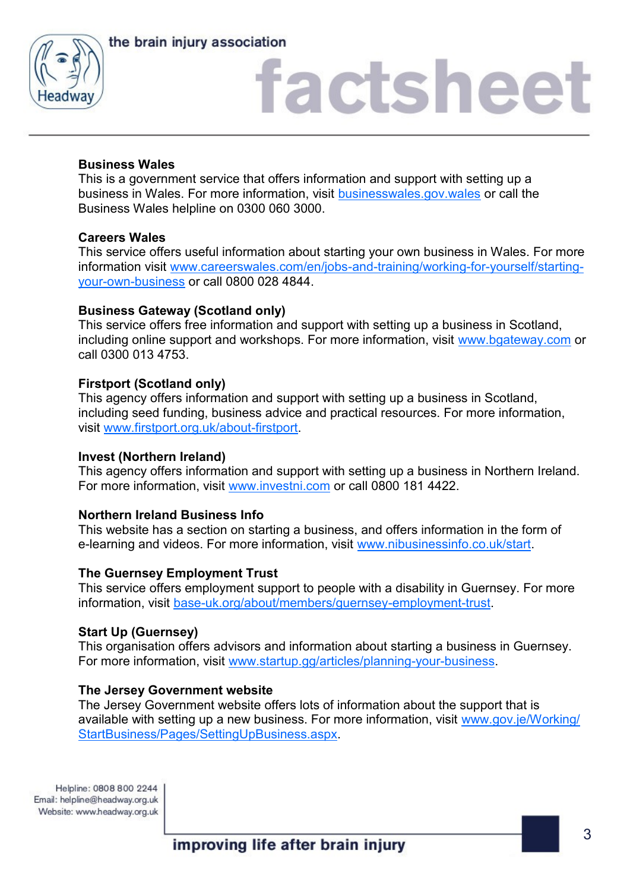**Business Wales**
This is a government service that offers information and support with setting up a business in Wales. For more information, visit businesswales.gov.wales or call the Business Wales helpline on 0300 060 3000.

**Careers Wales**
This service offers useful information about starting your own business in Wales. For more information visit www.careerswales.com/en/jobs-and-training/working-for-yourself/starting-your-own-business or call 0800 028 4844.

**Business Gateway (Scotland only)**
This service offers free information and support with setting up a business in Scotland, including online support and workshops. For more information, visit www.bgateway.com or call 0300 013 4753.

**Firstport (Scotland only)**
This agency offers information and support with setting up a business in Scotland, including seed funding, business advice and practical resources. For more information, visit www.firstport.org.uk/about-firstport.

**Invest (Northern Ireland)**
This agency offers information and support with setting up a business in Northern Ireland. For more information, visit www.investni.com or call 0800 181 4422.

**Northern Ireland Business Info**
This website has a section on starting a business, and offers information in the form of e-learning and videos. For more information, visit www.nibusinessinfo.co.uk/start.

**The Guernsey Employment Trust**
This service offers employment support to people with a disability in Guernsey. For more information, visit base-uk.org/about/members/guernsey-employment-trust.

**Start Up (Guernsey)**
This organisation offers advisors and information about starting a business in Guernsey. For more information, visit www.startup.gg/articles/planning-your-business.

**The Jersey Government website**
The Jersey Government website offers lots of information about the support that is available with setting up a new business. For more information, visit www.gov.je/Working/StartBusiness/Pages/SettingUpBusiness.aspx.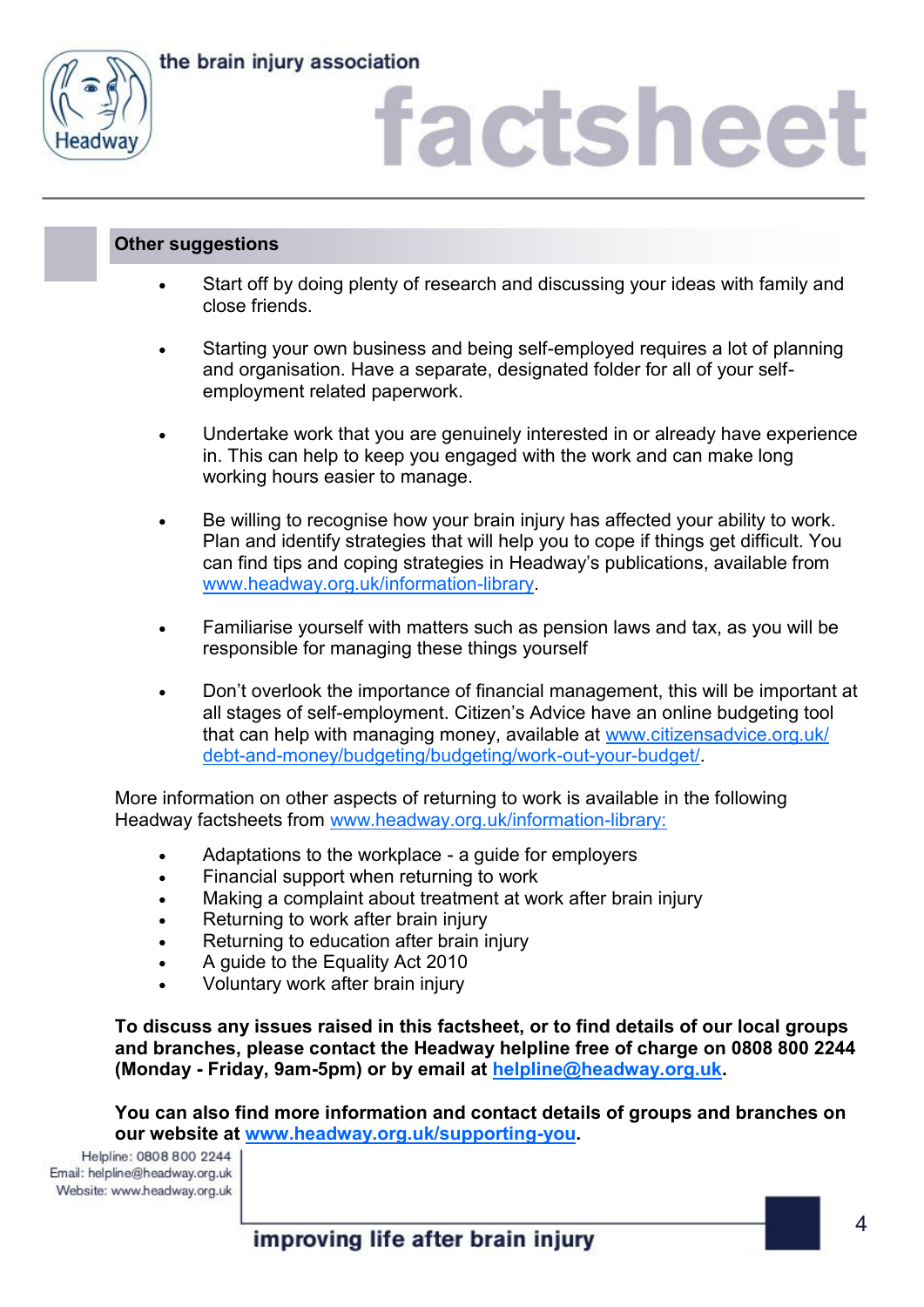## Other suggestions

- Start off by doing plenty of research and discussing your ideas with family and close friends.

- Starting your own business and being self-employed requires a lot of planning and organisation. Have a separate, designated folder for all of your self-employment related paperwork.

- Undertake work that you are genuinely interested in or already have experience in. This can help to keep you engaged with the work and can make long working hours easier to manage.

- Be willing to recognise how your brain injury has affected your ability to work. Plan and identify strategies that will help you to cope if things get difficult. You can find tips and coping strategies in Headway's publications, available from www.headway.org.uk/information-library.

- Familiarise yourself with matters such as pension laws and tax, as you will be responsible for managing these things yourself

- Don't overlook the importance of financial management, this will be important at all stages of self-employment. Citizen's Advice have an online budgeting tool that can help with managing money, available at www.citizensadvice.org.uk/debt-and-money/budgeting/budgeting/work-out-your-budget/.

More information on other aspects of returning to work is available in the following Headway factsheets from www.headway.org.uk/information-library:

- Adaptations to the workplace - a guide for employers
- Financial support when returning to work
- Making a complaint about treatment at work after brain injury
- Returning to work after brain injury
- Returning to education after brain injury
- A guide to the Equality Act 2010
- Voluntary work after brain injury

**To discuss any issues raised in this factsheet, or to find details of our local groups and branches, please contact the Headway helpline free of charge on 0808 800 2244 (Monday - Friday, 9am-5pm) or by email at helpline@headway.org.uk.**

**You can also find more information and contact details of groups and branches on our website at www.headway.org.uk/supporting-you.**